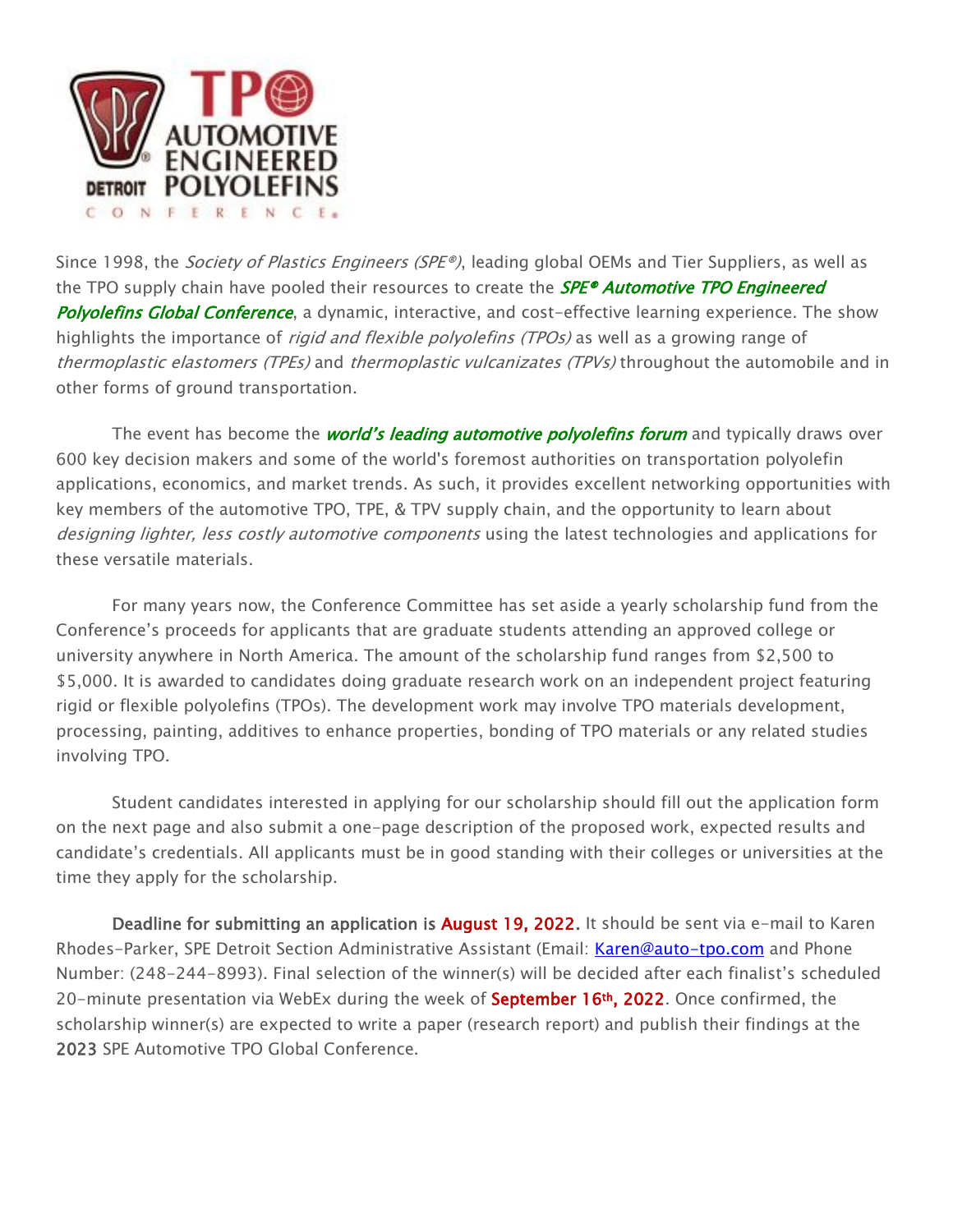TPO AUTOMOTIVE ENGINEERED POLYOLEFINS CONFERENCE

Since 1998, the *Society of Plastics Engineers (SPE®)*, leading global OEMs and Tier Suppliers, as well as the TPO supply chain have pooled their resources to create the ***SPE® Automotive TPO Engineered Polyolefins Global Conference***, a dynamic, interactive, and cost-effective learning experience. The show highlights the importance of *rigid and flexible polyolefins (TPOs)* as well as a growing range of *thermoplastic elastomers (TPEs)* and *thermoplastic vulcanizates (TPVs)* throughout the automobile and in other forms of ground transportation.

The event has become the ***world's leading automotive polyolefins forum*** and typically draws over 600 key decision makers and some of the world's foremost authorities on transportation polyolefin applications, economics, and market trends. As such, it provides excellent networking opportunities with key members of the automotive TPO, TPE, & TPV supply chain, and the opportunity to learn about *designing lighter, less costly automotive components* using the latest technologies and applications for these versatile materials.

For many years now, the Conference Committee has set aside a yearly scholarship fund from the Conference's proceeds for applicants that are graduate students attending an approved college or university anywhere in North America. The amount of the scholarship fund ranges from $2,500 to $5,000. It is awarded to candidates doing graduate research work on an independent project featuring rigid or flexible polyolefins (TPOs). The development work may involve TPO materials development, processing, painting, additives to enhance properties, bonding of TPO materials or any related studies involving TPO.

Student candidates interested in applying for our scholarship should fill out the application form on the next page and also submit a one-page description of the proposed work, expected results and candidate's credentials. All applicants must be in good standing with their colleges or universities at the time they apply for the scholarship.

**Deadline for submitting an application is August 19, 2022.** It should be sent via e-mail to Karen Rhodes-Parker, SPE Detroit Section Administrative Assistant (Email: Karen@auto-tpo.com and Phone Number: (248-244-8993). Final selection of the winner(s) will be decided after each finalist's scheduled 20-minute presentation via WebEx during the week of **September 16th, 2022**. Once confirmed, the scholarship winner(s) are expected to write a paper (research report) and publish their findings at the **2023** SPE Automotive TPO Global Conference.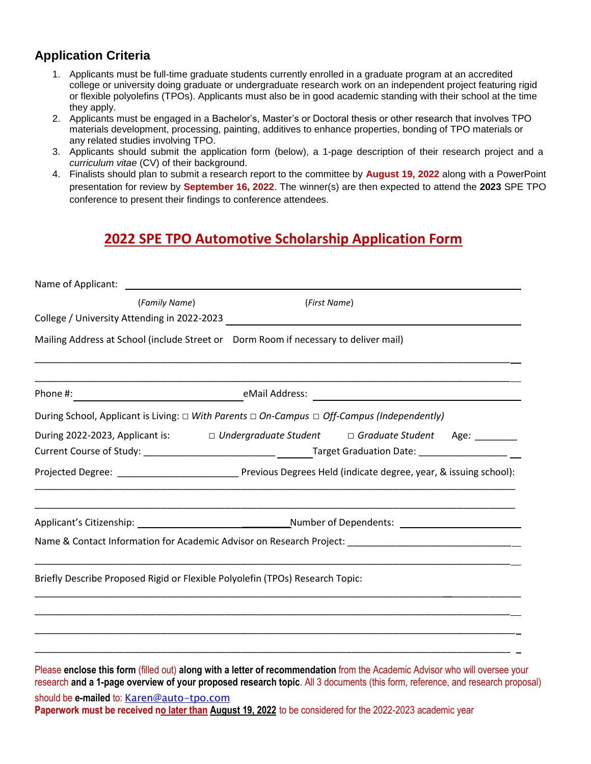## Application Criteria

1. Applicants must be full-time graduate students currently enrolled in a graduate program at an accredited college or university doing graduate or undergraduate research work on an independent project featuring rigid or flexible polyolefins (TPOs). Applicants must also be in good academic standing with their school at the time they apply.
2. Applicants must be engaged in a Bachelor's, Master's or Doctoral thesis or other research that involves TPO materials development, processing, painting, additives to enhance properties, bonding of TPO materials or any related studies involving TPO.
3. Applicants should submit the application form (below), a 1-page description of their research project and a *curriculum vitae* (CV) of their background.
4. Finalists should plan to submit a research report to the committee by **August 19, 2022** along with a PowerPoint presentation for review by **September 16, 2022**. The winner(s) are then expected to attend the **2023** SPE TPO conference to present their findings to conference attendees.

# 2022 SPE TPO Automotive Scholarship Application Form

Name of Applicant: ________________________________________________

(*Family Name*) (*First Name*)

College / University Attending in 2022-2023 ________________________________________________

Mailing Address at School (include Street or Dorm Room if necessary to deliver mail)

________________________________________________________________________________

________________________________________________________________________________

Phone #: ______________________________ eMail Address: ______________________________

During School, Applicant is Living: □ *With Parents* □ *On-Campus* □ *Off-Campus (Independently)*

During 2022-2023, Applicant is: □ *Undergraduate Student* □ *Graduate Student* Age*:* ________

Current Course of Study: _________________________ Target Graduation Date: _________________

Projected Degree: _______________________ Previous Degrees Held (indicate degree, year, & issuing school):

________________________________________________________________________________

________________________________________________________________________________

Applicant's Citizenship: ______________________ Number of Dependents: ______________________

Name & Contact Information for Academic Advisor on Research Project: ______________________________

________________________________________________________________________________

Briefly Describe Proposed Rigid or Flexible Polyolefin (TPOs) Research Topic:

________________________________________________________________________________

________________________________________________________________________________

________________________________________________________________________________

________________________________________________________________________________

Please **enclose this form** (filled out) **along with a letter of recommendation** from the Academic Advisor who will oversee your research **and a 1-page overview of your proposed research topic**. All 3 documents (this form, reference, and research proposal) should be **e-mailed** to: Karen@auto-tpo.com

**Paperwork must be received no later than August 19, 2022** to be considered for the 2022-2023 academic year